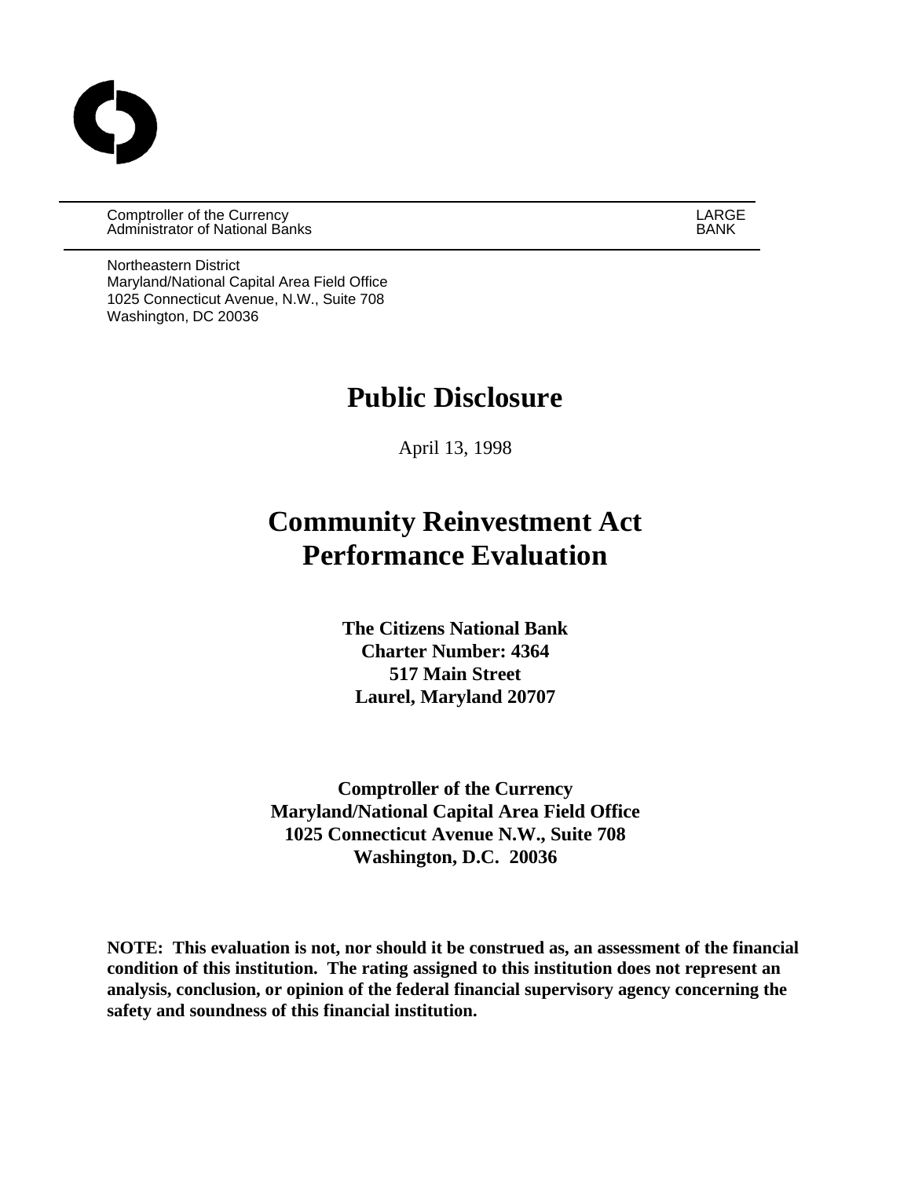Comptroller of the Currency
Administrator of National Banks

LARGE BANK

Northeastern District
Maryland/National Capital Area Field Office
1025 Connecticut Avenue, N.W., Suite 708
Washington, DC 20036

# Public Disclosure

April 13, 1998

# Community Reinvestment Act Performance Evaluation

**The Citizens National Bank**
**Charter Number: 4364**
**517 Main Street**
**Laurel, Maryland 20707**

**Comptroller of the Currency**
**Maryland/National Capital Area Field Office**
**1025 Connecticut Avenue N.W., Suite 708**
**Washington, D.C. 20036**

**NOTE: This evaluation is not, nor should it be construed as, an assessment of the financial condition of this institution. The rating assigned to this institution does not represent an analysis, conclusion, or opinion of the federal financial supervisory agency concerning the safety and soundness of this financial institution.**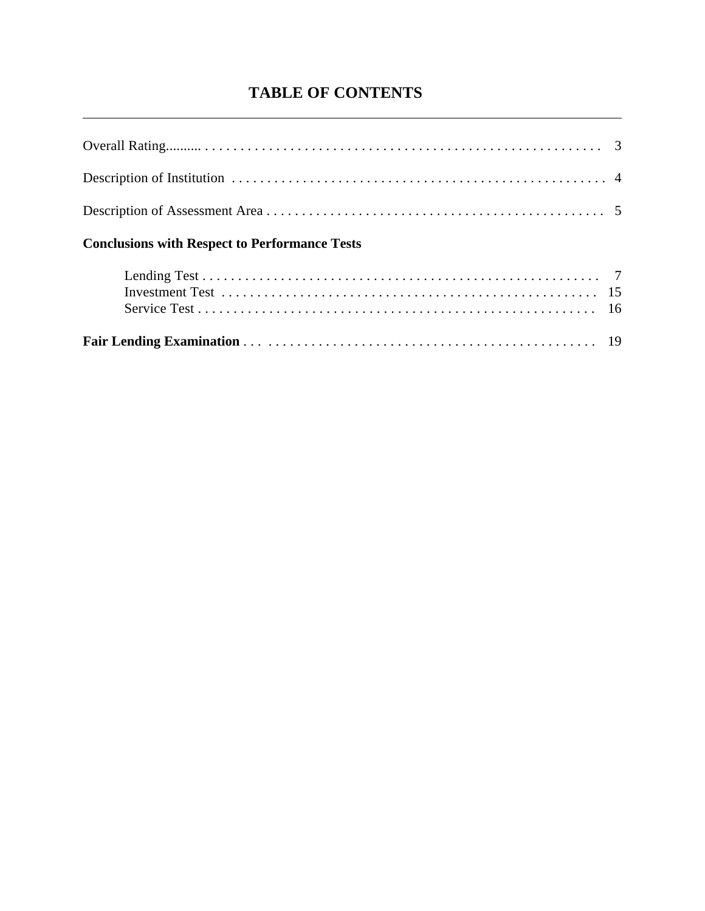# TABLE OF CONTENTS

---

Overall Rating .......... 3

Description of Institution .......... 4

Description of Assessment Area .......... 5

**Conclusions with Respect to Performance Tests**

- Lending Test .......... 7
- Investment Test .......... 15
- Service Test .......... 16

**Fair Lending Examination** .......... 19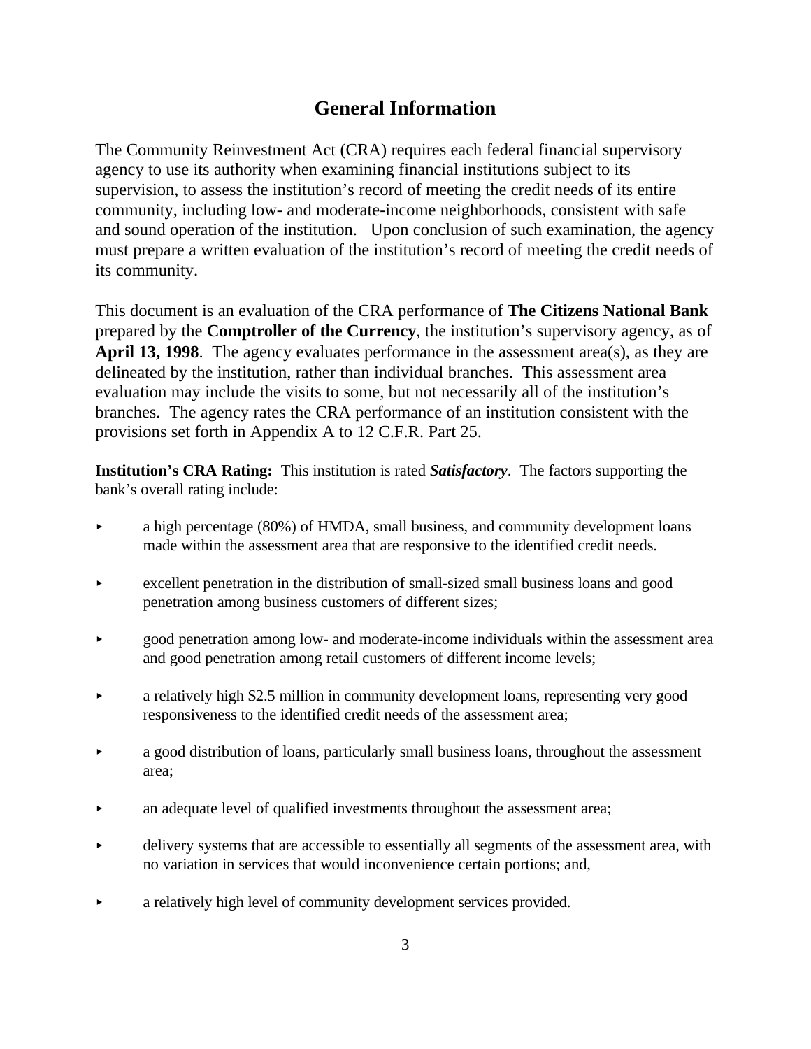# General Information

The Community Reinvestment Act (CRA) requires each federal financial supervisory agency to use its authority when examining financial institutions subject to its supervision, to assess the institution's record of meeting the credit needs of its entire community, including low- and moderate-income neighborhoods, consistent with safe and sound operation of the institution. Upon conclusion of such examination, the agency must prepare a written evaluation of the institution's record of meeting the credit needs of its community.

This document is an evaluation of the CRA performance of **The Citizens National Bank** prepared by the **Comptroller of the Currency**, the institution's supervisory agency, as of **April 13, 1998**. The agency evaluates performance in the assessment area(s), as they are delineated by the institution, rather than individual branches. This assessment area evaluation may include the visits to some, but not necessarily all of the institution's branches. The agency rates the CRA performance of an institution consistent with the provisions set forth in Appendix A to 12 C.F.R. Part 25.

**Institution's CRA Rating:** This institution is rated ***Satisfactory***. The factors supporting the bank's overall rating include:

- a high percentage (80%) of HMDA, small business, and community development loans made within the assessment area that are responsive to the identified credit needs.
- excellent penetration in the distribution of small-sized small business loans and good penetration among business customers of different sizes;
- good penetration among low- and moderate-income individuals within the assessment area and good penetration among retail customers of different income levels;
- a relatively high $2.5 million in community development loans, representing very good responsiveness to the identified credit needs of the assessment area;
- a good distribution of loans, particularly small business loans, throughout the assessment area;
- an adequate level of qualified investments throughout the assessment area;
- delivery systems that are accessible to essentially all segments of the assessment area, with no variation in services that would inconvenience certain portions; and,
- a relatively high level of community development services provided.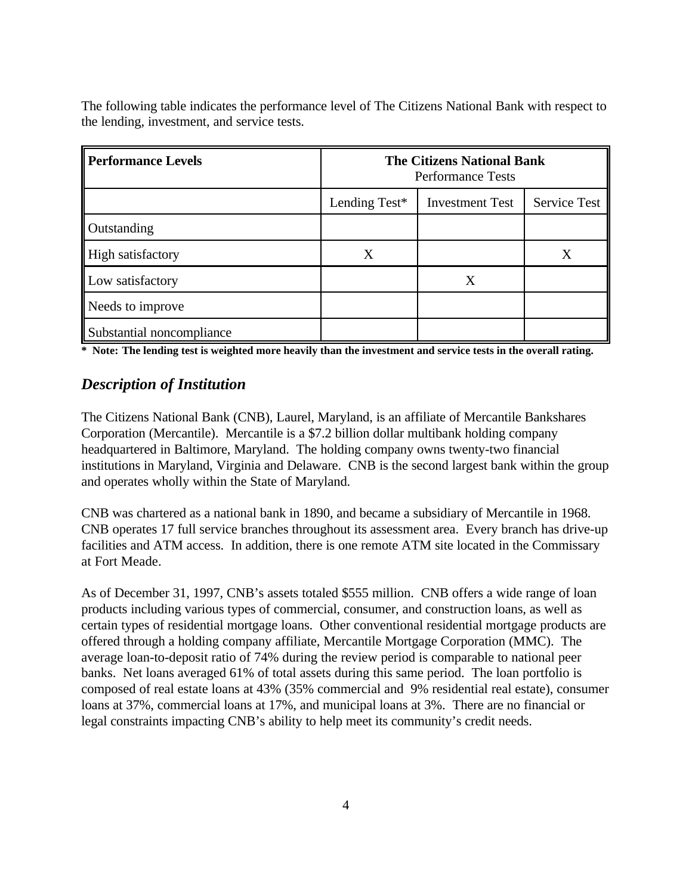The following table indicates the performance level of The Citizens National Bank with respect to the lending, investment, and service tests.

| Performance Levels | The Citizens National Bank Performance Tests | | |
|---|---|---|---|
| | Lending Test* | Investment Test | Service Test |
| Outstanding | | | |
| High satisfactory | X | | X |
| Low satisfactory | | X | |
| Needs to improve | | | |
| Substantial noncompliance | | | |

**\* Note: The lending test is weighted more heavily than the investment and service tests in the overall rating.**

## *Description of Institution*

The Citizens National Bank (CNB), Laurel, Maryland, is an affiliate of Mercantile Bankshares Corporation (Mercantile). Mercantile is a $7.2 billion dollar multibank holding company headquartered in Baltimore, Maryland. The holding company owns twenty-two financial institutions in Maryland, Virginia and Delaware. CNB is the second largest bank within the group and operates wholly within the State of Maryland.

CNB was chartered as a national bank in 1890, and became a subsidiary of Mercantile in 1968. CNB operates 17 full service branches throughout its assessment area. Every branch has drive-up facilities and ATM access. In addition, there is one remote ATM site located in the Commissary at Fort Meade.

As of December 31, 1997, CNB's assets totaled $555 million. CNB offers a wide range of loan products including various types of commercial, consumer, and construction loans, as well as certain types of residential mortgage loans. Other conventional residential mortgage products are offered through a holding company affiliate, Mercantile Mortgage Corporation (MMC). The average loan-to-deposit ratio of 74% during the review period is comparable to national peer banks. Net loans averaged 61% of total assets during this same period. The loan portfolio is composed of real estate loans at 43% (35% commercial and 9% residential real estate), consumer loans at 37%, commercial loans at 17%, and municipal loans at 3%. There are no financial or legal constraints impacting CNB's ability to help meet its community's credit needs.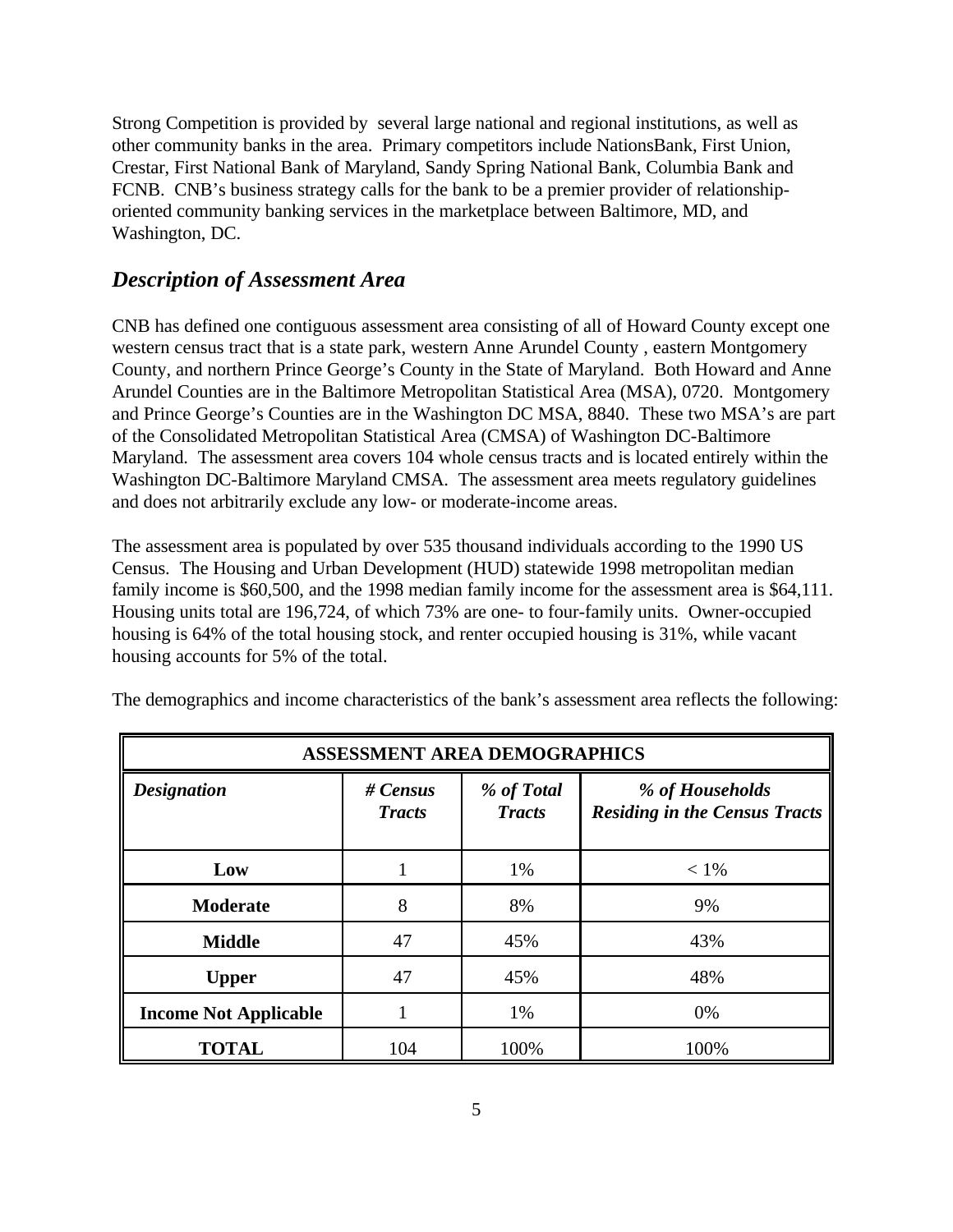Strong Competition is provided by several large national and regional institutions, as well as other community banks in the area. Primary competitors include NationsBank, First Union, Crestar, First National Bank of Maryland, Sandy Spring National Bank, Columbia Bank and FCNB. CNB's business strategy calls for the bank to be a premier provider of relationship-oriented community banking services in the marketplace between Baltimore, MD, and Washington, DC.

## *Description of Assessment Area*

CNB has defined one contiguous assessment area consisting of all of Howard County except one western census tract that is a state park, western Anne Arundel County , eastern Montgomery County, and northern Prince George's County in the State of Maryland. Both Howard and Anne Arundel Counties are in the Baltimore Metropolitan Statistical Area (MSA), 0720. Montgomery and Prince George's Counties are in the Washington DC MSA, 8840. These two MSA's are part of the Consolidated Metropolitan Statistical Area (CMSA) of Washington DC-Baltimore Maryland. The assessment area covers 104 whole census tracts and is located entirely within the Washington DC-Baltimore Maryland CMSA. The assessment area meets regulatory guidelines and does not arbitrarily exclude any low- or moderate-income areas.

The assessment area is populated by over 535 thousand individuals according to the 1990 US Census. The Housing and Urban Development (HUD) statewide 1998 metropolitan median family income is $60,500, and the 1998 median family income for the assessment area is $64,111. Housing units total are 196,724, of which 73% are one- to four-family units. Owner-occupied housing is 64% of the total housing stock, and renter occupied housing is 31%, while vacant housing accounts for 5% of the total.

The demographics and income characteristics of the bank's assessment area reflects the following:

| ASSESSMENT AREA DEMOGRAPHICS | | | |
|---|---|---|---|
| ***Designation*** | ***# Census Tracts*** | ***% of Total Tracts*** | ***% of Households Residing in the Census Tracts*** |
| **Low** | 1 | 1% | < 1% |
| **Moderate** | 8 | 8% | 9% |
| **Middle** | 47 | 45% | 43% |
| **Upper** | 47 | 45% | 48% |
| **Income Not Applicable** | 1 | 1% | 0% |
| **TOTAL** | 104 | 100% | 100% |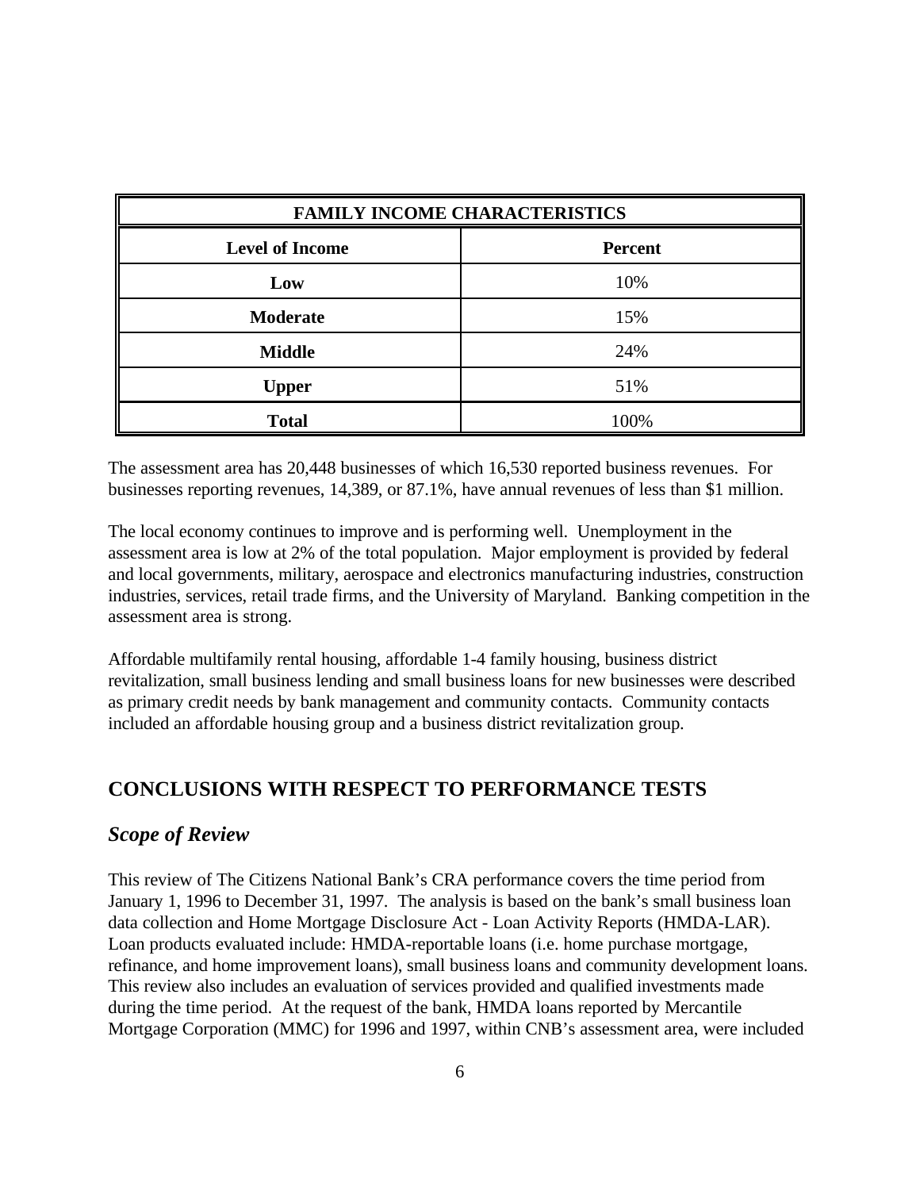| FAMILY INCOME CHARACTERISTICS | |
|---|---|
| **Level of Income** | **Percent** |
| **Low** | 10% |
| **Moderate** | 15% |
| **Middle** | 24% |
| **Upper** | 51% |
| **Total** | 100% |

The assessment area has 20,448 businesses of which 16,530 reported business revenues. For businesses reporting revenues, 14,389, or 87.1%, have annual revenues of less than $1 million.

The local economy continues to improve and is performing well. Unemployment in the assessment area is low at 2% of the total population. Major employment is provided by federal and local governments, military, aerospace and electronics manufacturing industries, construction industries, services, retail trade firms, and the University of Maryland. Banking competition in the assessment area is strong.

Affordable multifamily rental housing, affordable 1-4 family housing, business district revitalization, small business lending and small business loans for new businesses were described as primary credit needs by bank management and community contacts. Community contacts included an affordable housing group and a business district revitalization group.

## CONCLUSIONS WITH RESPECT TO PERFORMANCE TESTS

### *Scope of Review*

This review of The Citizens National Bank's CRA performance covers the time period from January 1, 1996 to December 31, 1997. The analysis is based on the bank's small business loan data collection and Home Mortgage Disclosure Act - Loan Activity Reports (HMDA-LAR). Loan products evaluated include: HMDA-reportable loans (i.e. home purchase mortgage, refinance, and home improvement loans), small business loans and community development loans. This review also includes an evaluation of services provided and qualified investments made during the time period. At the request of the bank, HMDA loans reported by Mercantile Mortgage Corporation (MMC) for 1996 and 1997, within CNB's assessment area, were included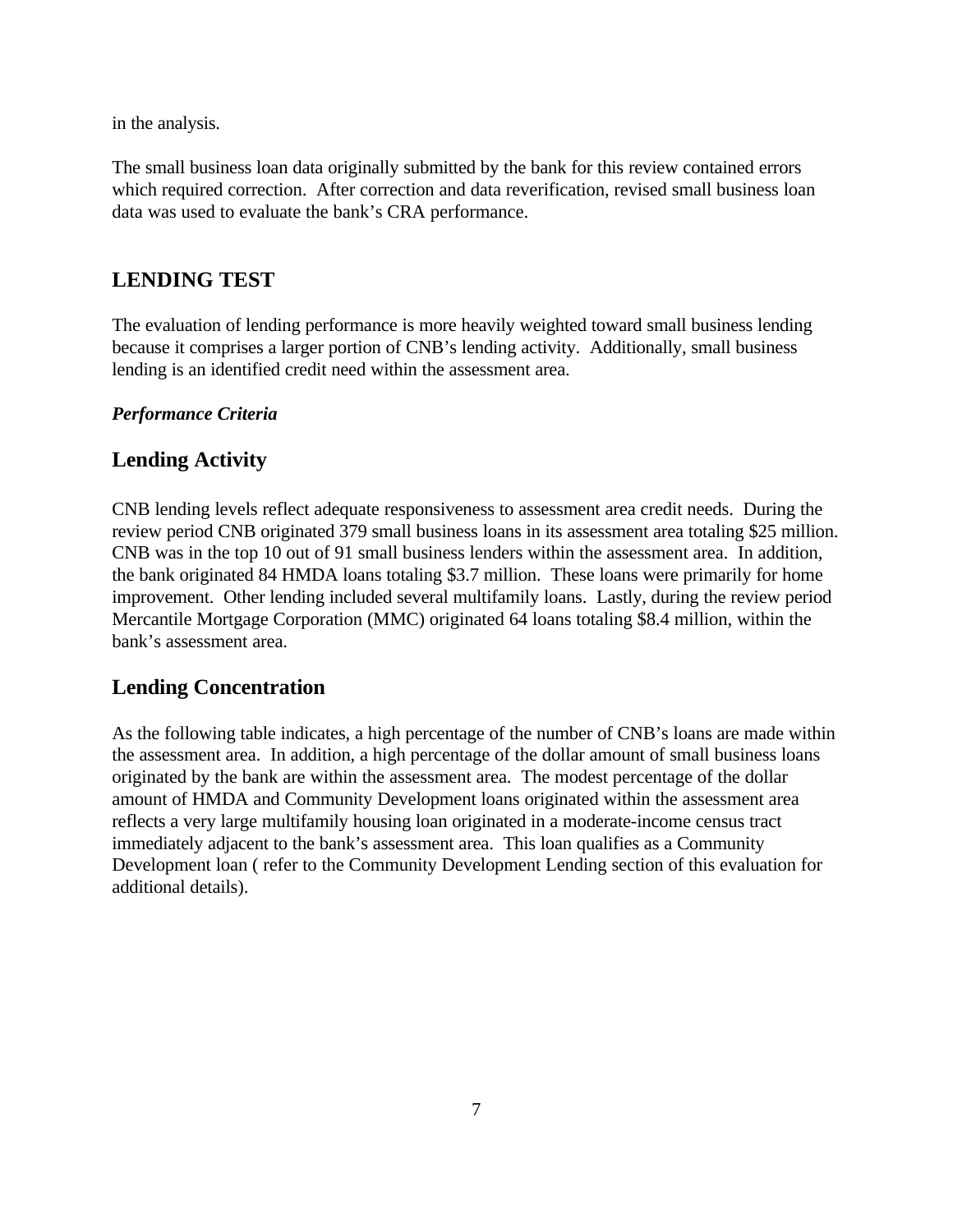in the analysis.

The small business loan data originally submitted by the bank for this review contained errors which required correction. After correction and data reverification, revised small business loan data was used to evaluate the bank's CRA performance.

## LENDING TEST

The evaluation of lending performance is more heavily weighted toward small business lending because it comprises a larger portion of CNB's lending activity. Additionally, small business lending is an identified credit need within the assessment area.

***Performance Criteria***

### Lending Activity

CNB lending levels reflect adequate responsiveness to assessment area credit needs. During the review period CNB originated 379 small business loans in its assessment area totaling $25 million. CNB was in the top 10 out of 91 small business lenders within the assessment area. In addition, the bank originated 84 HMDA loans totaling $3.7 million. These loans were primarily for home improvement. Other lending included several multifamily loans. Lastly, during the review period Mercantile Mortgage Corporation (MMC) originated 64 loans totaling $8.4 million, within the bank's assessment area.

### Lending Concentration

As the following table indicates, a high percentage of the number of CNB's loans are made within the assessment area. In addition, a high percentage of the dollar amount of small business loans originated by the bank are within the assessment area. The modest percentage of the dollar amount of HMDA and Community Development loans originated within the assessment area reflects a very large multifamily housing loan originated in a moderate-income census tract immediately adjacent to the bank's assessment area. This loan qualifies as a Community Development loan ( refer to the Community Development Lending section of this evaluation for additional details).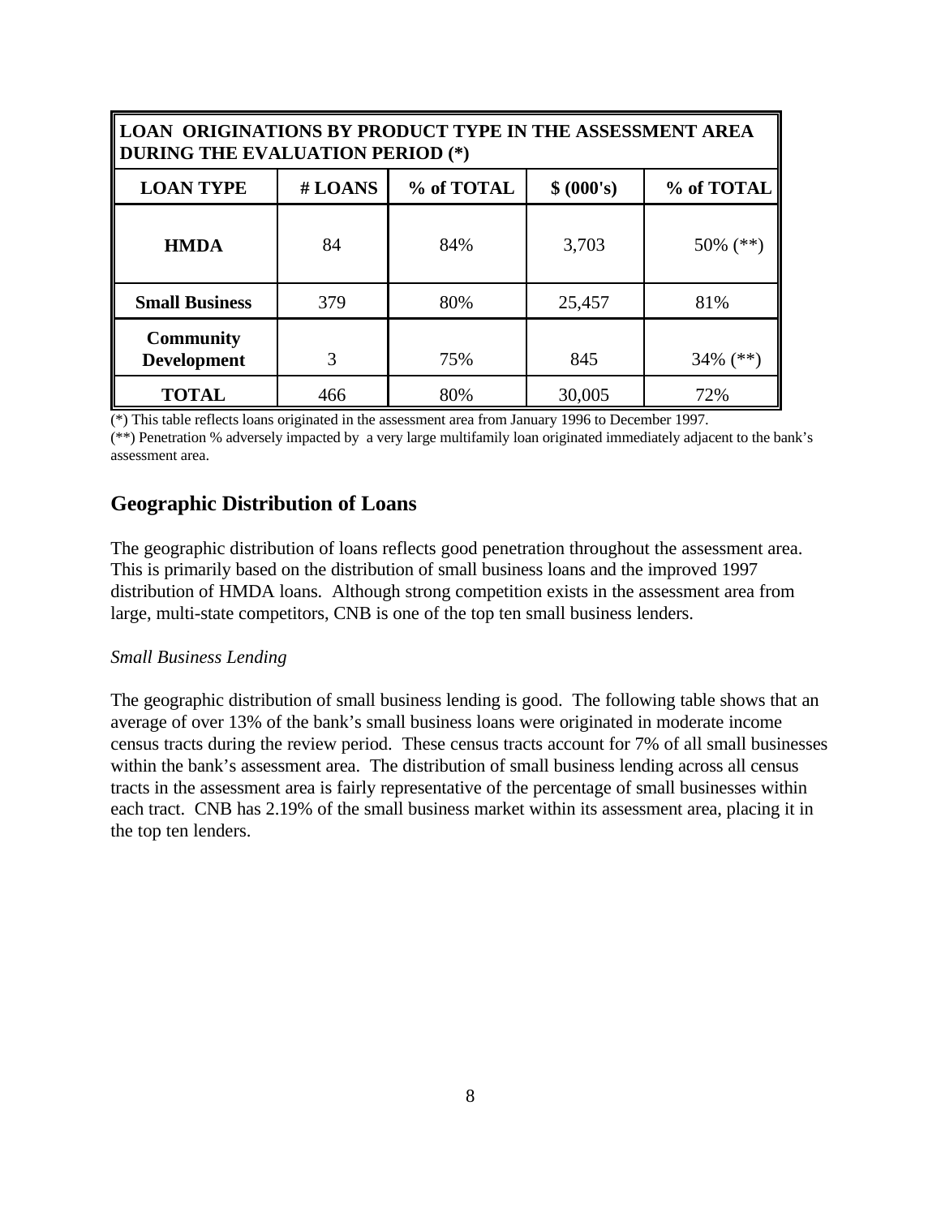| LOAN ORIGINATIONS BY PRODUCT TYPE IN THE ASSESSMENT AREA DURING THE EVALUATION PERIOD (*) | | | | |
|---|---|---|---|---|
| **LOAN TYPE** | **# LOANS** | **% of TOTAL** | **$ (000's)** | **% of TOTAL** |
| **HMDA** | 84 | 84% | 3,703 | 50% (**) |
| **Small Business** | 379 | 80% | 25,457 | 81% |
| **Community Development** | 3 | 75% | 845 | 34% (**) |
| **TOTAL** | 466 | 80% | 30,005 | 72% |

(*) This table reflects loans originated in the assessment area from January 1996 to December 1997.
(**) Penetration % adversely impacted by a very large multifamily loan originated immediately adjacent to the bank's assessment area.

## Geographic Distribution of Loans

The geographic distribution of loans reflects good penetration throughout the assessment area. This is primarily based on the distribution of small business loans and the improved 1997 distribution of HMDA loans. Although strong competition exists in the assessment area from large, multi-state competitors, CNB is one of the top ten small business lenders.

*Small Business Lending*

The geographic distribution of small business lending is good. The following table shows that an average of over 13% of the bank's small business loans were originated in moderate income census tracts during the review period. These census tracts account for 7% of all small businesses within the bank's assessment area. The distribution of small business lending across all census tracts in the assessment area is fairly representative of the percentage of small businesses within each tract. CNB has 2.19% of the small business market within its assessment area, placing it in the top ten lenders.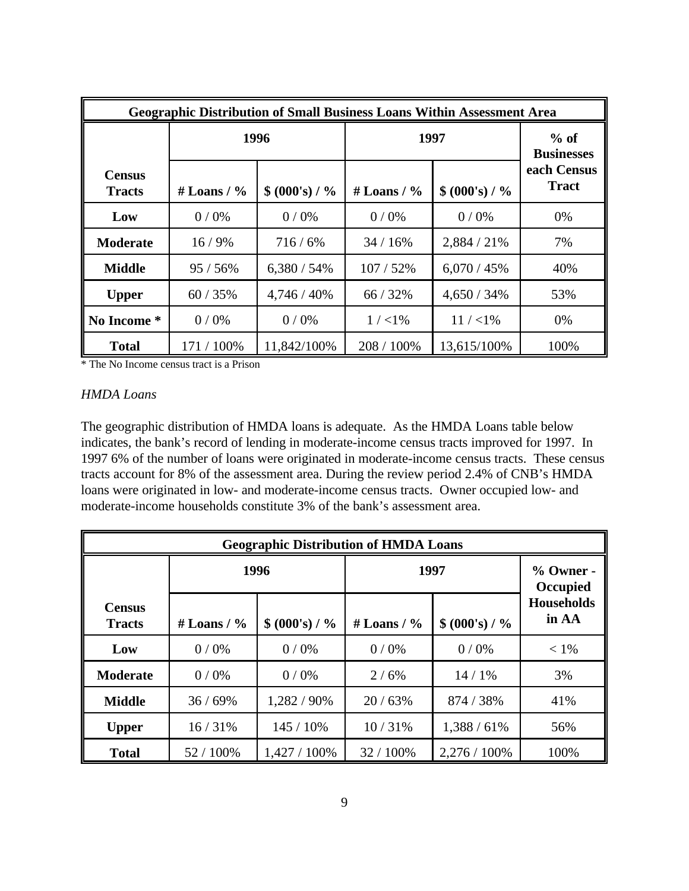| Geographic Distribution of Small Business Loans Within Assessment Area | | | | | |
|---|---|---|---|---|---|
| | 1996 | | 1997 | | % of Businesses each Census Tract |
| Census Tracts | # Loans / % | $ (000's) / % | # Loans / % | $ (000's) / % | |
| **Low** | 0 / 0% | 0 / 0% | 0 / 0% | 0 / 0% | 0% |
| **Moderate** | 16 / 9% | 716 / 6% | 34 / 16% | 2,884 / 21% | 7% |
| **Middle** | 95 / 56% | 6,380 / 54% | 107 / 52% | 6,070 / 45% | 40% |
| **Upper** | 60 / 35% | 4,746 / 40% | 66 / 32% | 4,650 / 34% | 53% |
| **No Income** * | 0 / 0% | 0 / 0% | 1 / <1% | 11 / <1% | 0% |
| **Total** | 171 / 100% | 11,842/100% | 208 / 100% | 13,615/100% | 100% |

* The No Income census tract is a Prison

*HMDA Loans*

The geographic distribution of HMDA loans is adequate. As the HMDA Loans table below indicates, the bank's record of lending in moderate-income census tracts improved for 1997. In 1997 6% of the number of loans were originated in moderate-income census tracts. These census tracts account for 8% of the assessment area. During the review period 2.4% of CNB's HMDA loans were originated in low- and moderate-income census tracts. Owner occupied low- and moderate-income households constitute 3% of the bank's assessment area.

| Geographic Distribution of HMDA Loans | | | | | |
|---|---|---|---|---|---|
| | 1996 | | 1997 | | % Owner - Occupied Households in AA |
| Census Tracts | # Loans / % | $ (000's) / % | # Loans / % | $ (000's) / % | |
| **Low** | 0 / 0% | 0 / 0% | 0 / 0% | 0 / 0% | < 1% |
| **Moderate** | 0 / 0% | 0 / 0% | 2 / 6% | 14 / 1% | 3% |
| **Middle** | 36 / 69% | 1,282 / 90% | 20 / 63% | 874 / 38% | 41% |
| **Upper** | 16 / 31% | 145 / 10% | 10 / 31% | 1,388 / 61% | 56% |
| **Total** | 52 / 100% | 1,427 / 100% | 32 / 100% | 2,276 / 100% | 100% |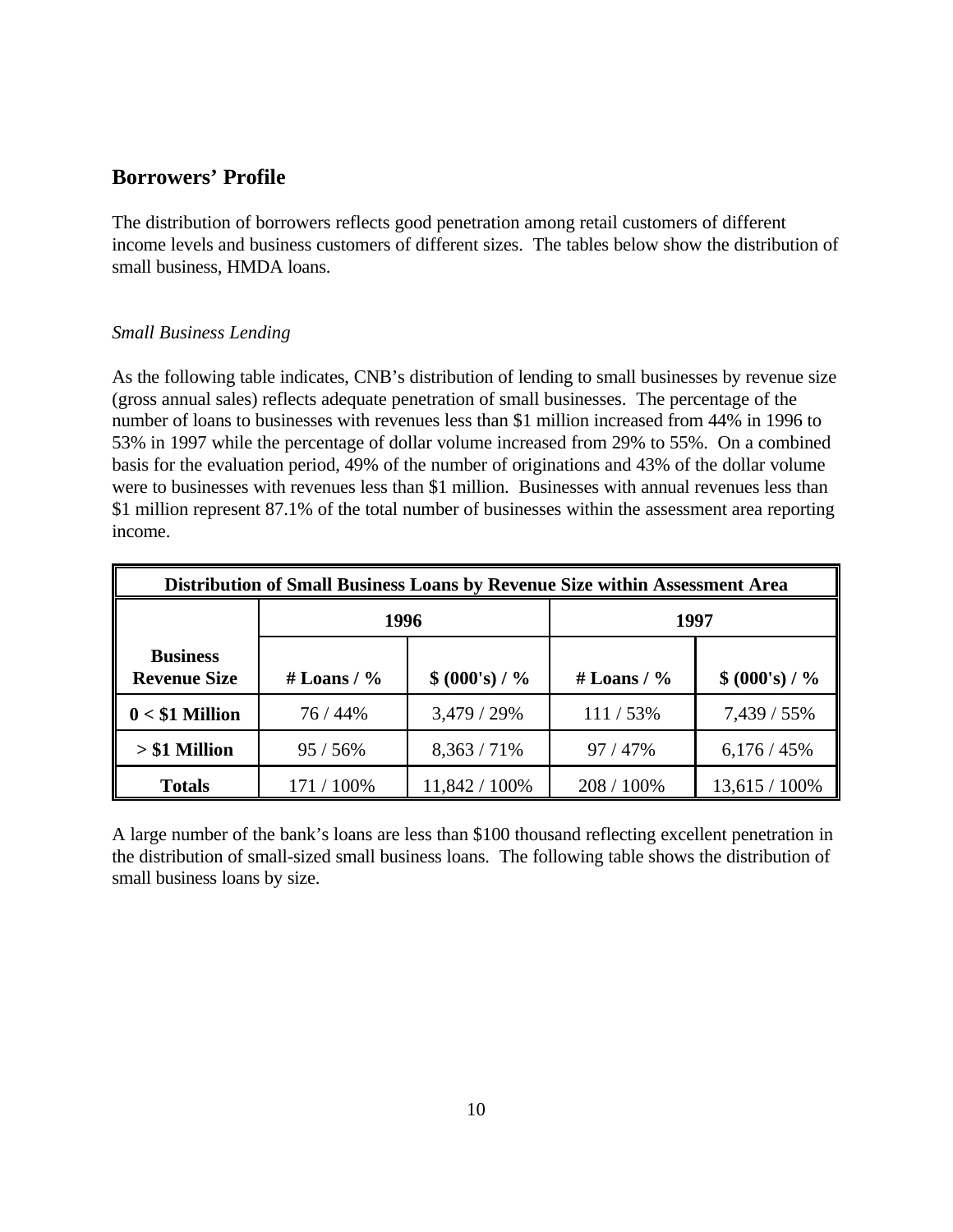## Borrowers' Profile

The distribution of borrowers reflects good penetration among retail customers of different income levels and business customers of different sizes. The tables below show the distribution of small business, HMDA loans.

*Small Business Lending*

As the following table indicates, CNB's distribution of lending to small businesses by revenue size (gross annual sales) reflects adequate penetration of small businesses. The percentage of the number of loans to businesses with revenues less than $1 million increased from 44% in 1996 to 53% in 1997 while the percentage of dollar volume increased from 29% to 55%. On a combined basis for the evaluation period, 49% of the number of originations and 43% of the dollar volume were to businesses with revenues less than $1 million. Businesses with annual revenues less than $1 million represent 87.1% of the total number of businesses within the assessment area reporting income.

| Distribution of Small Business Loans by Revenue Size within Assessment Area | | | | |
|---|---|---|---|---|
| | 1996 | | 1997 | |
| **Business Revenue Size** | **# Loans / %** | **$ (000's) / %** | **# Loans / %** | **$ (000's) / %** |
| **0 < $1 Million** | 76 / 44% | 3,479 / 29% | 111 / 53% | 7,439 / 55% |
| **> $1 Million** | 95 / 56% | 8,363 / 71% | 97 / 47% | 6,176 / 45% |
| **Totals** | 171 / 100% | 11,842 / 100% | 208 / 100% | 13,615 / 100% |

A large number of the bank's loans are less than $100 thousand reflecting excellent penetration in the distribution of small-sized small business loans. The following table shows the distribution of small business loans by size.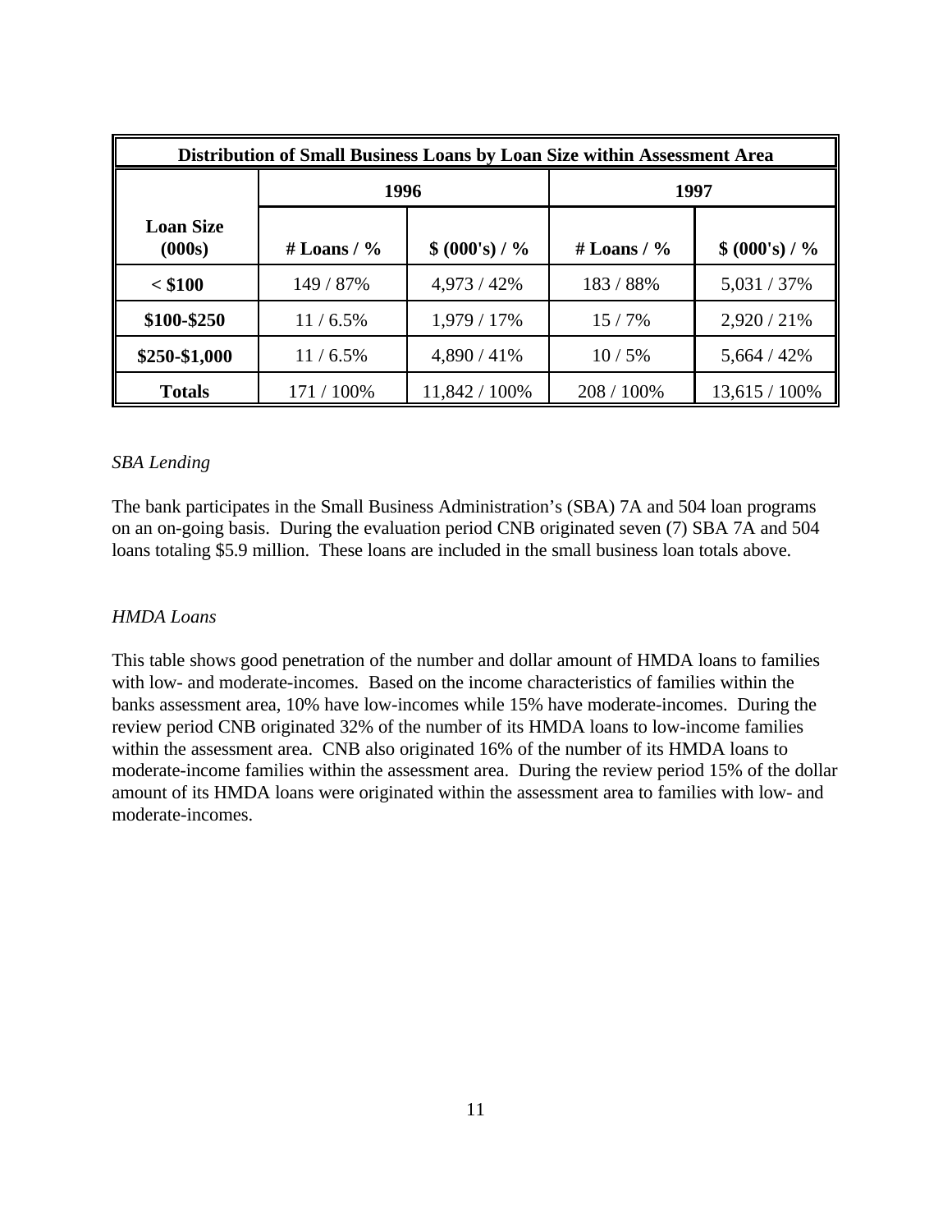| Distribution of Small Business Loans by Loan Size within Assessment Area | | | | |
|---|---|---|---|---|
| | 1996 | | 1997 | |
| **Loan Size (000s)** | **# Loans / %** | **$ (000's) / %** | **# Loans / %** | **$ (000's) / %** |
| **< $100** | 149 / 87% | 4,973 / 42% | 183 / 88% | 5,031 / 37% |
| **$100-$250** | 11 / 6.5% | 1,979 / 17% | 15 / 7% | 2,920 / 21% |
| **$250-$1,000** | 11 / 6.5% | 4,890 / 41% | 10 / 5% | 5,664 / 42% |
| **Totals** | 171 / 100% | 11,842 / 100% | 208 / 100% | 13,615 / 100% |

*SBA Lending*

The bank participates in the Small Business Administration's (SBA) 7A and 504 loan programs on an on-going basis. During the evaluation period CNB originated seven (7) SBA 7A and 504 loans totaling $5.9 million. These loans are included in the small business loan totals above.

*HMDA Loans*

This table shows good penetration of the number and dollar amount of HMDA loans to families with low- and moderate-incomes. Based on the income characteristics of families within the banks assessment area, 10% have low-incomes while 15% have moderate-incomes. During the review period CNB originated 32% of the number of its HMDA loans to low-income families within the assessment area. CNB also originated 16% of the number of its HMDA loans to moderate-income families within the assessment area. During the review period 15% of the dollar amount of its HMDA loans were originated within the assessment area to families with low- and moderate-incomes.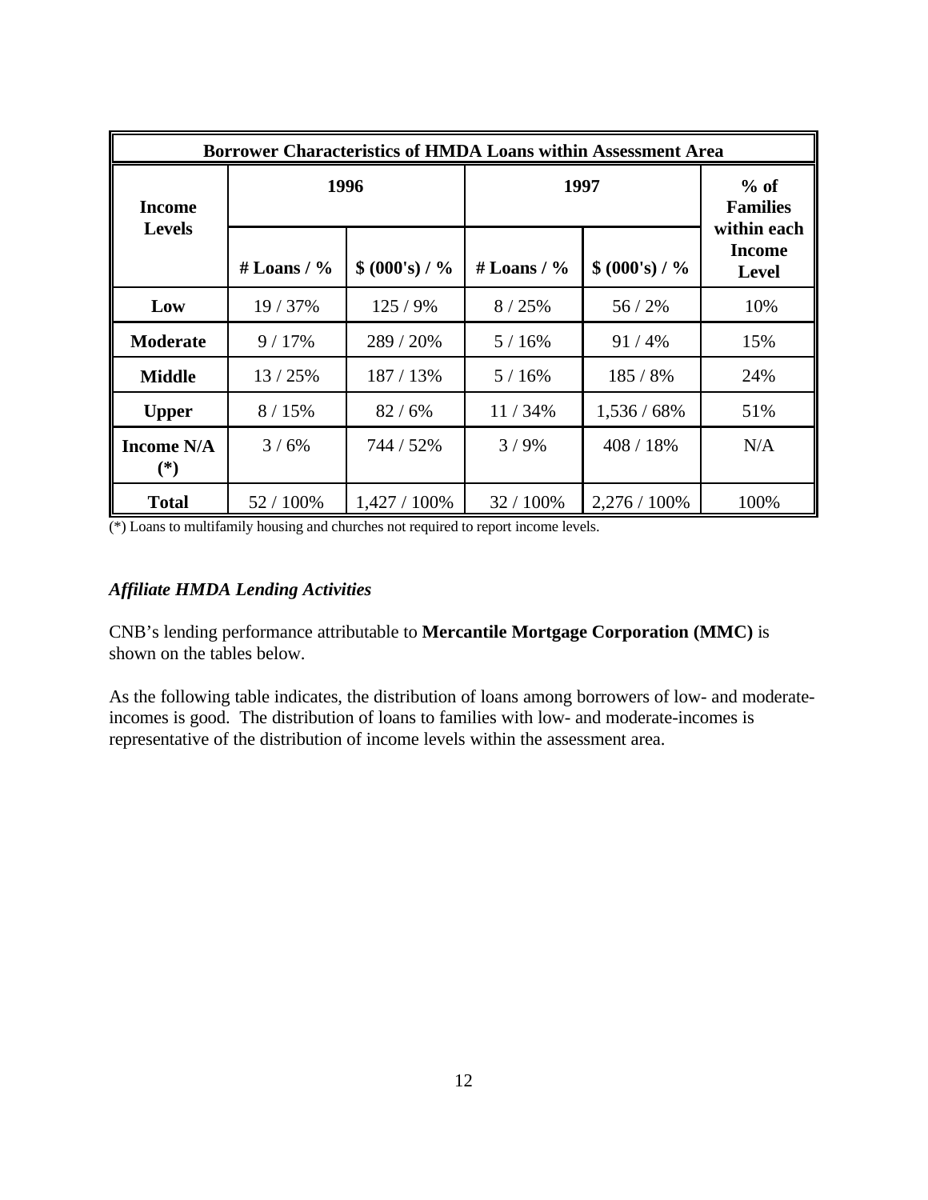| Borrower Characteristics of HMDA Loans within Assessment Area | | | | | |
|---|---|---|---|---|---|
| Income Levels | 1996 | | 1997 | | % of Families within each Income Level |
| | # Loans / % | $ (000's) / % | # Loans / % | $ (000's) / % | |
| **Low** | 19 / 37% | 125 / 9% | 8 / 25% | 56 / 2% | 10% |
| **Moderate** | 9 / 17% | 289 / 20% | 5 / 16% | 91 / 4% | 15% |
| **Middle** | 13 / 25% | 187 / 13% | 5 / 16% | 185 / 8% | 24% |
| **Upper** | 8 / 15% | 82 / 6% | 11 / 34% | 1,536 / 68% | 51% |
| **Income N/A (*)** | 3 / 6% | 744 / 52% | 3 / 9% | 408 / 18% | N/A |
| **Total** | 52 / 100% | 1,427 / 100% | 32 / 100% | 2,276 / 100% | 100% |

(*) Loans to multifamily housing and churches not required to report income levels.

### *Affiliate HMDA Lending Activities*

CNB's lending performance attributable to **Mercantile Mortgage Corporation (MMC)** is shown on the tables below.

As the following table indicates, the distribution of loans among borrowers of low- and moderate-incomes is good. The distribution of loans to families with low- and moderate-incomes is representative of the distribution of income levels within the assessment area.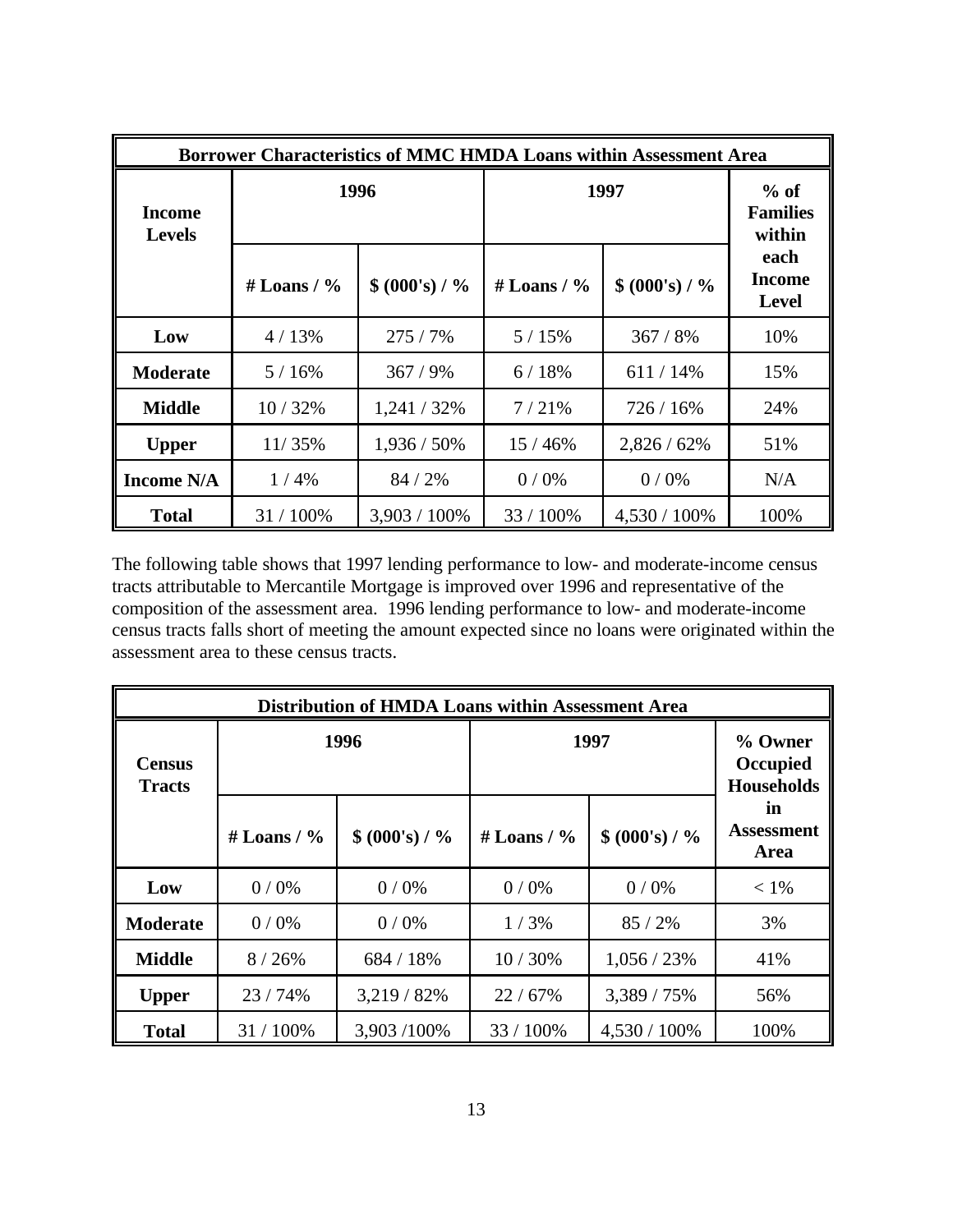| Borrower Characteristics of MMC HMDA Loans within Assessment Area | | | | | |
|---|---|---|---|---|---|
| **Income Levels** | **1996** | | **1997** | | **% of Families within each Income Level** |
| | **# Loans / %** | **$ (000's) / %** | **# Loans / %** | **$ (000's) / %** | |
| **Low** | 4 / 13% | 275 / 7% | 5 / 15% | 367 / 8% | 10% |
| **Moderate** | 5 / 16% | 367 / 9% | 6 / 18% | 611 / 14% | 15% |
| **Middle** | 10 / 32% | 1,241 / 32% | 7 / 21% | 726 / 16% | 24% |
| **Upper** | 11/ 35% | 1,936 / 50% | 15 / 46% | 2,826 / 62% | 51% |
| **Income N/A** | 1 / 4% | 84 / 2% | 0 / 0% | 0 / 0% | N/A |
| **Total** | 31 / 100% | 3,903 / 100% | 33 / 100% | 4,530 / 100% | 100% |

The following table shows that 1997 lending performance to low- and moderate-income census tracts attributable to Mercantile Mortgage is improved over 1996 and representative of the composition of the assessment area. 1996 lending performance to low- and moderate-income census tracts falls short of meeting the amount expected since no loans were originated within the assessment area to these census tracts.

| Distribution of HMDA Loans within Assessment Area | | | | | |
|---|---|---|---|---|---|
| **Census Tracts** | **1996** | | **1997** | | **% Owner Occupied Households in Assessment Area** |
| | **# Loans / %** | **$ (000's) / %** | **# Loans / %** | **$ (000's) / %** | |
| **Low** | 0 / 0% | 0 / 0% | 0 / 0% | 0 / 0% | < 1% |
| **Moderate** | 0 / 0% | 0 / 0% | 1 / 3% | 85 / 2% | 3% |
| **Middle** | 8 / 26% | 684 / 18% | 10 / 30% | 1,056 / 23% | 41% |
| **Upper** | 23 / 74% | 3,219 / 82% | 22 / 67% | 3,389 / 75% | 56% |
| **Total** | 31 / 100% | 3,903 /100% | 33 / 100% | 4,530 / 100% | 100% |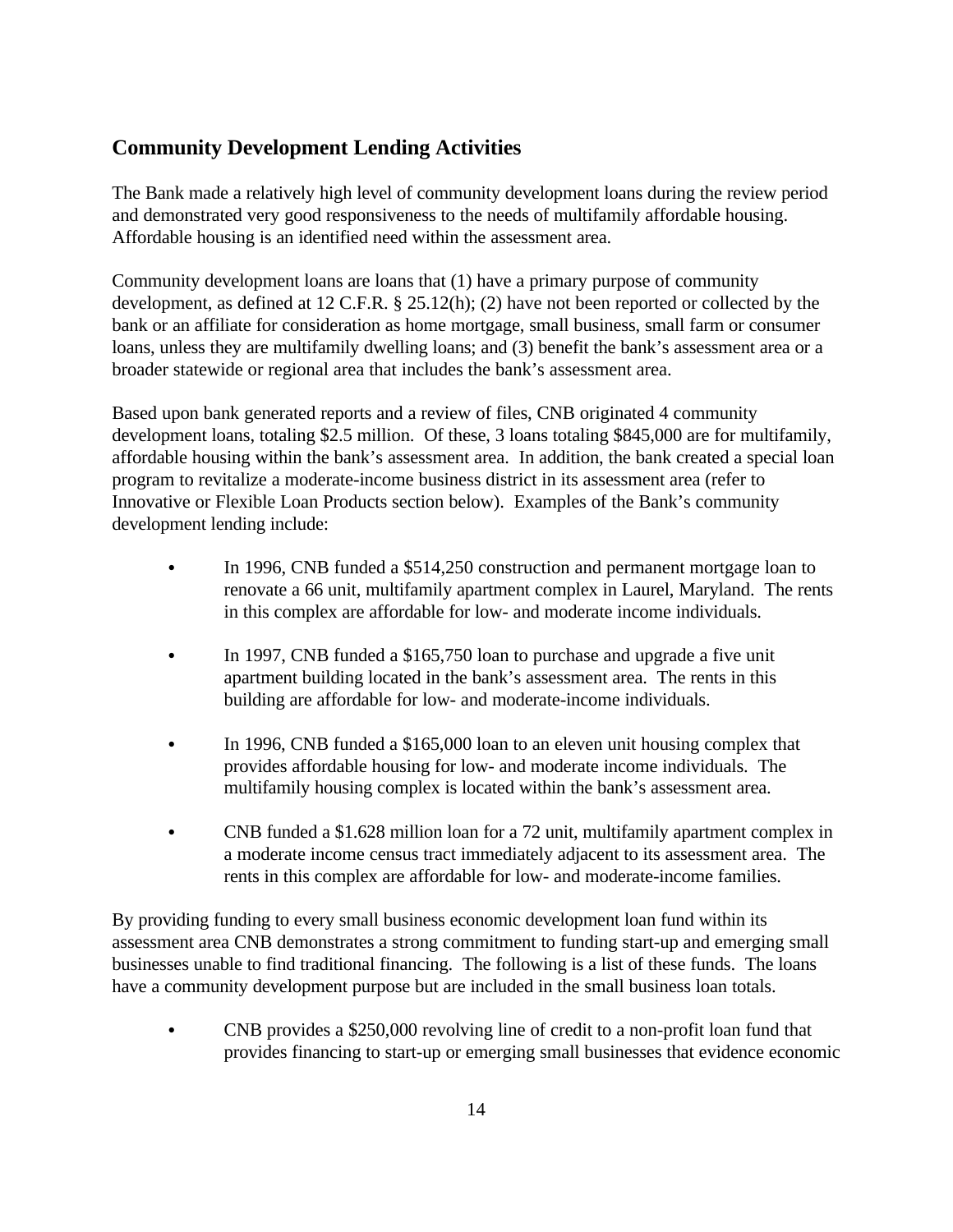## Community Development Lending Activities

The Bank made a relatively high level of community development loans during the review period and demonstrated very good responsiveness to the needs of multifamily affordable housing. Affordable housing is an identified need within the assessment area.

Community development loans are loans that (1) have a primary purpose of community development, as defined at 12 C.F.R. § 25.12(h); (2) have not been reported or collected by the bank or an affiliate for consideration as home mortgage, small business, small farm or consumer loans, unless they are multifamily dwelling loans; and (3) benefit the bank's assessment area or a broader statewide or regional area that includes the bank's assessment area.

Based upon bank generated reports and a review of files, CNB originated 4 community development loans, totaling $2.5 million. Of these, 3 loans totaling $845,000 are for multifamily, affordable housing within the bank's assessment area. In addition, the bank created a special loan program to revitalize a moderate-income business district in its assessment area (refer to Innovative or Flexible Loan Products section below). Examples of the Bank's community development lending include:

- In 1996, CNB funded a $514,250 construction and permanent mortgage loan to renovate a 66 unit, multifamily apartment complex in Laurel, Maryland. The rents in this complex are affordable for low- and moderate income individuals.
- In 1997, CNB funded a $165,750 loan to purchase and upgrade a five unit apartment building located in the bank's assessment area. The rents in this building are affordable for low- and moderate-income individuals.
- In 1996, CNB funded a $165,000 loan to an eleven unit housing complex that provides affordable housing for low- and moderate income individuals. The multifamily housing complex is located within the bank's assessment area.
- CNB funded a $1.628 million loan for a 72 unit, multifamily apartment complex in a moderate income census tract immediately adjacent to its assessment area. The rents in this complex are affordable for low- and moderate-income families.

By providing funding to every small business economic development loan fund within its assessment area CNB demonstrates a strong commitment to funding start-up and emerging small businesses unable to find traditional financing. The following is a list of these funds. The loans have a community development purpose but are included in the small business loan totals.

- CNB provides a $250,000 revolving line of credit to a non-profit loan fund that provides financing to start-up or emerging small businesses that evidence economic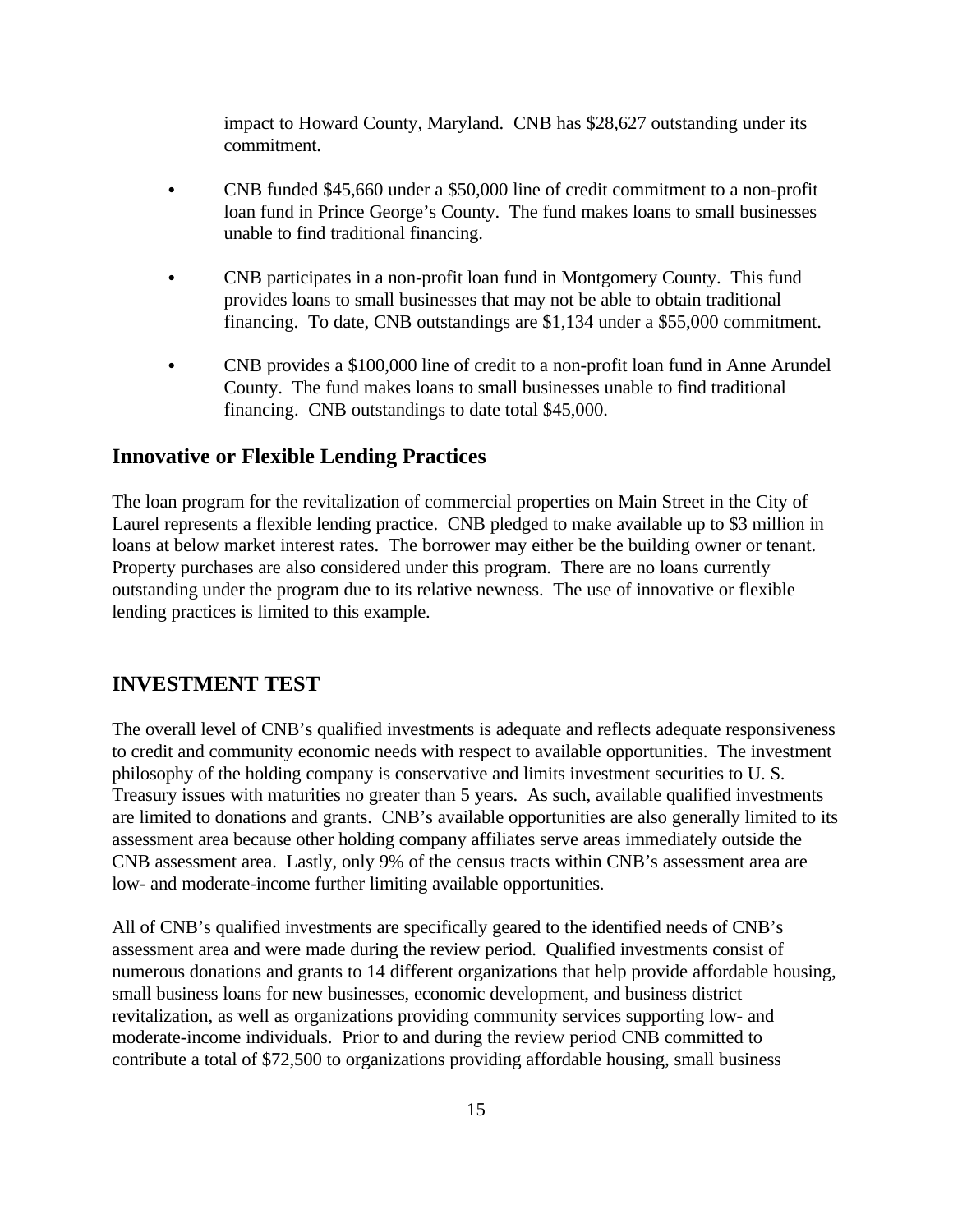impact to Howard County, Maryland. CNB has $28,627 outstanding under its commitment.

- CNB funded $45,660 under a $50,000 line of credit commitment to a non-profit loan fund in Prince George's County. The fund makes loans to small businesses unable to find traditional financing.

- CNB participates in a non-profit loan fund in Montgomery County. This fund provides loans to small businesses that may not be able to obtain traditional financing. To date, CNB outstandings are $1,134 under a $55,000 commitment.

- CNB provides a $100,000 line of credit to a non-profit loan fund in Anne Arundel County. The fund makes loans to small businesses unable to find traditional financing. CNB outstandings to date total $45,000.

### Innovative or Flexible Lending Practices

The loan program for the revitalization of commercial properties on Main Street in the City of Laurel represents a flexible lending practice. CNB pledged to make available up to $3 million in loans at below market interest rates. The borrower may either be the building owner or tenant. Property purchases are also considered under this program. There are no loans currently outstanding under the program due to its relative newness. The use of innovative or flexible lending practices is limited to this example.

## INVESTMENT TEST

The overall level of CNB's qualified investments is adequate and reflects adequate responsiveness to credit and community economic needs with respect to available opportunities. The investment philosophy of the holding company is conservative and limits investment securities to U. S. Treasury issues with maturities no greater than 5 years. As such, available qualified investments are limited to donations and grants. CNB's available opportunities are also generally limited to its assessment area because other holding company affiliates serve areas immediately outside the CNB assessment area. Lastly, only 9% of the census tracts within CNB's assessment area are low- and moderate-income further limiting available opportunities.

All of CNB's qualified investments are specifically geared to the identified needs of CNB's assessment area and were made during the review period. Qualified investments consist of numerous donations and grants to 14 different organizations that help provide affordable housing, small business loans for new businesses, economic development, and business district revitalization, as well as organizations providing community services supporting low- and moderate-income individuals. Prior to and during the review period CNB committed to contribute a total of $72,500 to organizations providing affordable housing, small business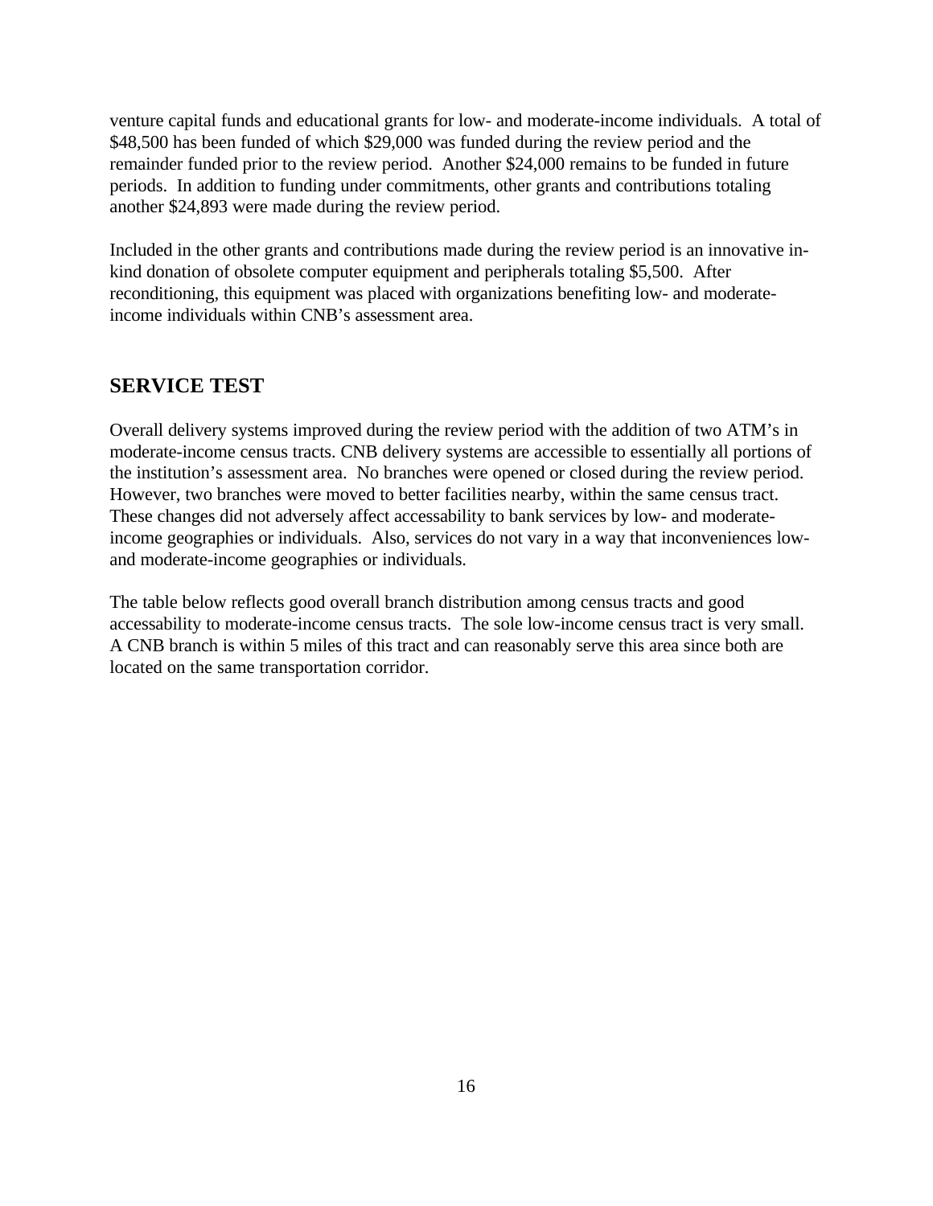venture capital funds and educational grants for low- and moderate-income individuals. A total of $48,500 has been funded of which $29,000 was funded during the review period and the remainder funded prior to the review period. Another $24,000 remains to be funded in future periods. In addition to funding under commitments, other grants and contributions totaling another $24,893 were made during the review period.

Included in the other grants and contributions made during the review period is an innovative in-kind donation of obsolete computer equipment and peripherals totaling $5,500. After reconditioning, this equipment was placed with organizations benefiting low- and moderate-income individuals within CNB's assessment area.

## SERVICE TEST

Overall delivery systems improved during the review period with the addition of two ATM's in moderate-income census tracts. CNB delivery systems are accessible to essentially all portions of the institution's assessment area. No branches were opened or closed during the review period. However, two branches were moved to better facilities nearby, within the same census tract. These changes did not adversely affect accessability to bank services by low- and moderate-income geographies or individuals. Also, services do not vary in a way that inconveniences low- and moderate-income geographies or individuals.

The table below reflects good overall branch distribution among census tracts and good accessability to moderate-income census tracts. The sole low-income census tract is very small. A CNB branch is within 5 miles of this tract and can reasonably serve this area since both are located on the same transportation corridor.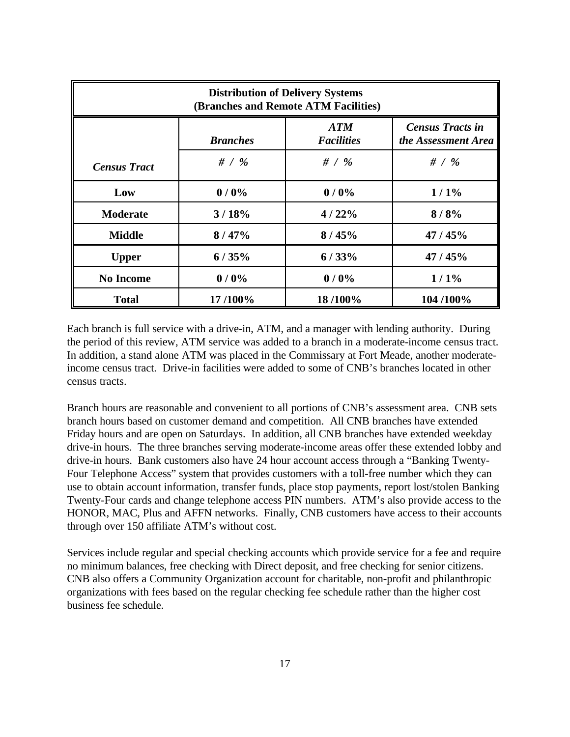| **Distribution of Delivery Systems (Branches and Remote ATM Facilities)** | | | |
|---|---|---|---|
| | ***Branches*** | ***ATM Facilities*** | ***Census Tracts in the Assessment Area*** |
| ***Census Tract*** | ***# / %*** | ***# / %*** | ***# / %*** |
| **Low** | **0 / 0%** | **0 / 0%** | **1 / 1%** |
| **Moderate** | **3 / 18%** | **4 / 22%** | **8 / 8%** |
| **Middle** | **8 / 47%** | **8 / 45%** | **47 / 45%** |
| **Upper** | **6 / 35%** | **6 / 33%** | **47 / 45%** |
| **No Income** | **0 / 0%** | **0 / 0%** | **1 / 1%** |
| **Total** | **17 /100%** | **18 /100%** | **104 /100%** |

Each branch is full service with a drive-in, ATM, and a manager with lending authority. During the period of this review, ATM service was added to a branch in a moderate-income census tract. In addition, a stand alone ATM was placed in the Commissary at Fort Meade, another moderate-income census tract. Drive-in facilities were added to some of CNB's branches located in other census tracts.

Branch hours are reasonable and convenient to all portions of CNB's assessment area. CNB sets branch hours based on customer demand and competition. All CNB branches have extended Friday hours and are open on Saturdays. In addition, all CNB branches have extended weekday drive-in hours. The three branches serving moderate-income areas offer these extended lobby and drive-in hours. Bank customers also have 24 hour account access through a "Banking Twenty-Four Telephone Access" system that provides customers with a toll-free number which they can use to obtain account information, transfer funds, place stop payments, report lost/stolen Banking Twenty-Four cards and change telephone access PIN numbers. ATM's also provide access to the HONOR, MAC, Plus and AFFN networks. Finally, CNB customers have access to their accounts through over 150 affiliate ATM's without cost.

Services include regular and special checking accounts which provide service for a fee and require no minimum balances, free checking with Direct deposit, and free checking for senior citizens. CNB also offers a Community Organization account for charitable, non-profit and philanthropic organizations with fees based on the regular checking fee schedule rather than the higher cost business fee schedule.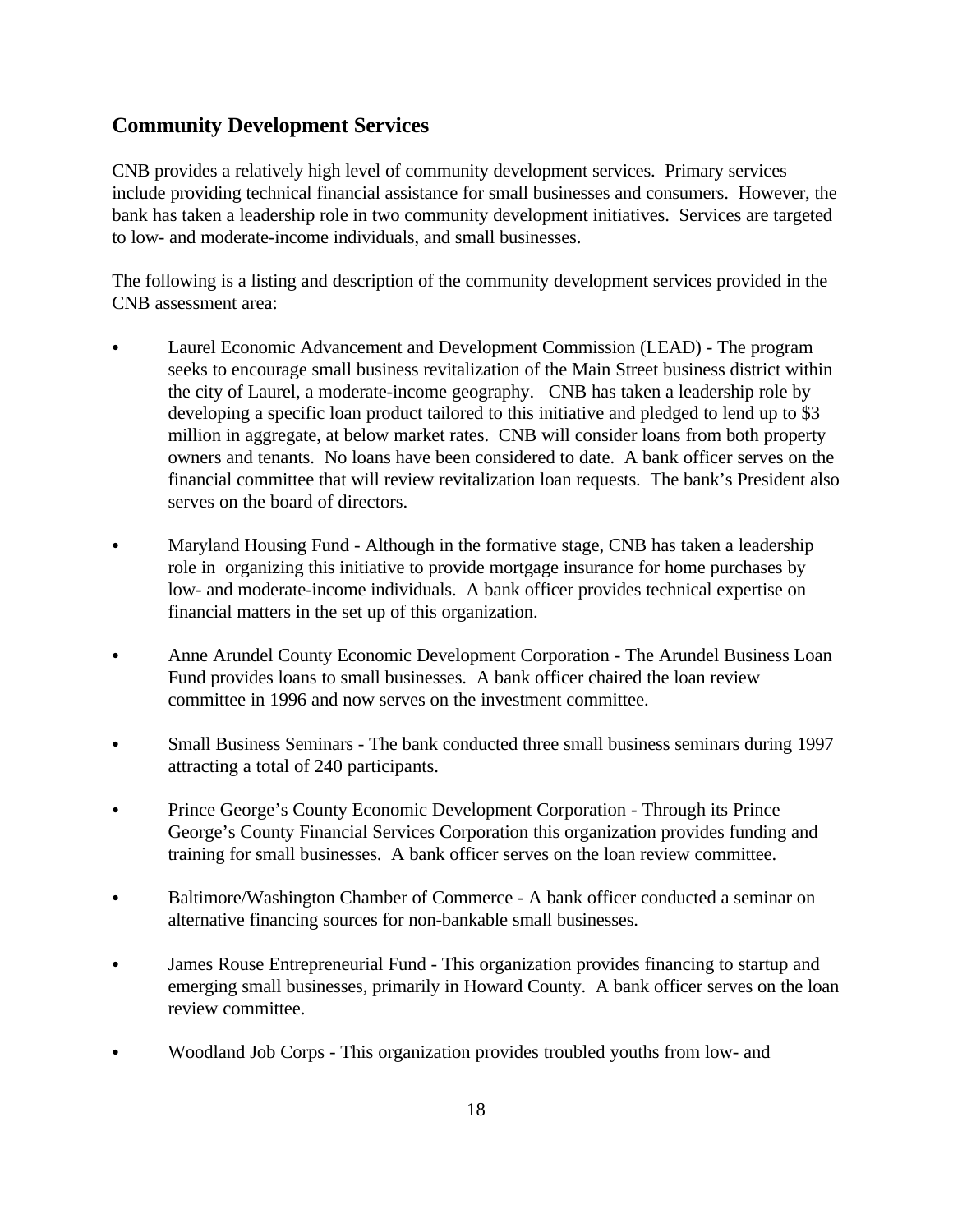## Community Development Services

CNB provides a relatively high level of community development services. Primary services include providing technical financial assistance for small businesses and consumers. However, the bank has taken a leadership role in two community development initiatives. Services are targeted to low- and moderate-income individuals, and small businesses.

The following is a listing and description of the community development services provided in the CNB assessment area:

- Laurel Economic Advancement and Development Commission (LEAD) - The program seeks to encourage small business revitalization of the Main Street business district within the city of Laurel, a moderate-income geography. CNB has taken a leadership role by developing a specific loan product tailored to this initiative and pledged to lend up to $3 million in aggregate, at below market rates. CNB will consider loans from both property owners and tenants. No loans have been considered to date. A bank officer serves on the financial committee that will review revitalization loan requests. The bank's President also serves on the board of directors.

- Maryland Housing Fund - Although in the formative stage, CNB has taken a leadership role in organizing this initiative to provide mortgage insurance for home purchases by low- and moderate-income individuals. A bank officer provides technical expertise on financial matters in the set up of this organization.

- Anne Arundel County Economic Development Corporation - The Arundel Business Loan Fund provides loans to small businesses. A bank officer chaired the loan review committee in 1996 and now serves on the investment committee.

- Small Business Seminars - The bank conducted three small business seminars during 1997 attracting a total of 240 participants.

- Prince George's County Economic Development Corporation - Through its Prince George's County Financial Services Corporation this organization provides funding and training for small businesses. A bank officer serves on the loan review committee.

- Baltimore/Washington Chamber of Commerce - A bank officer conducted a seminar on alternative financing sources for non-bankable small businesses.

- James Rouse Entrepreneurial Fund - This organization provides financing to startup and emerging small businesses, primarily in Howard County. A bank officer serves on the loan review committee.

- Woodland Job Corps - This organization provides troubled youths from low- and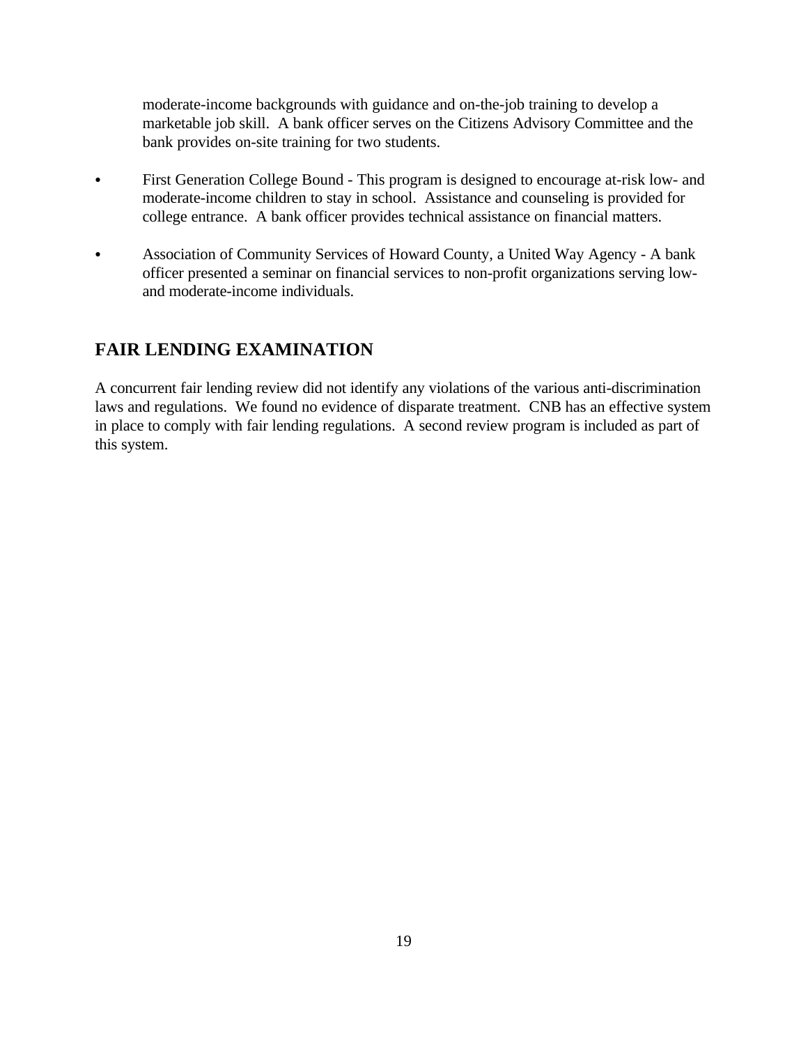moderate-income backgrounds with guidance and on-the-job training to develop a marketable job skill. A bank officer serves on the Citizens Advisory Committee and the bank provides on-site training for two students.

- First Generation College Bound - This program is designed to encourage at-risk low- and moderate-income children to stay in school. Assistance and counseling is provided for college entrance. A bank officer provides technical assistance on financial matters.

- Association of Community Services of Howard County, a United Way Agency - A bank officer presented a seminar on financial services to non-profit organizations serving low- and moderate-income individuals.

## FAIR LENDING EXAMINATION

A concurrent fair lending review did not identify any violations of the various anti-discrimination laws and regulations. We found no evidence of disparate treatment. CNB has an effective system in place to comply with fair lending regulations. A second review program is included as part of this system.